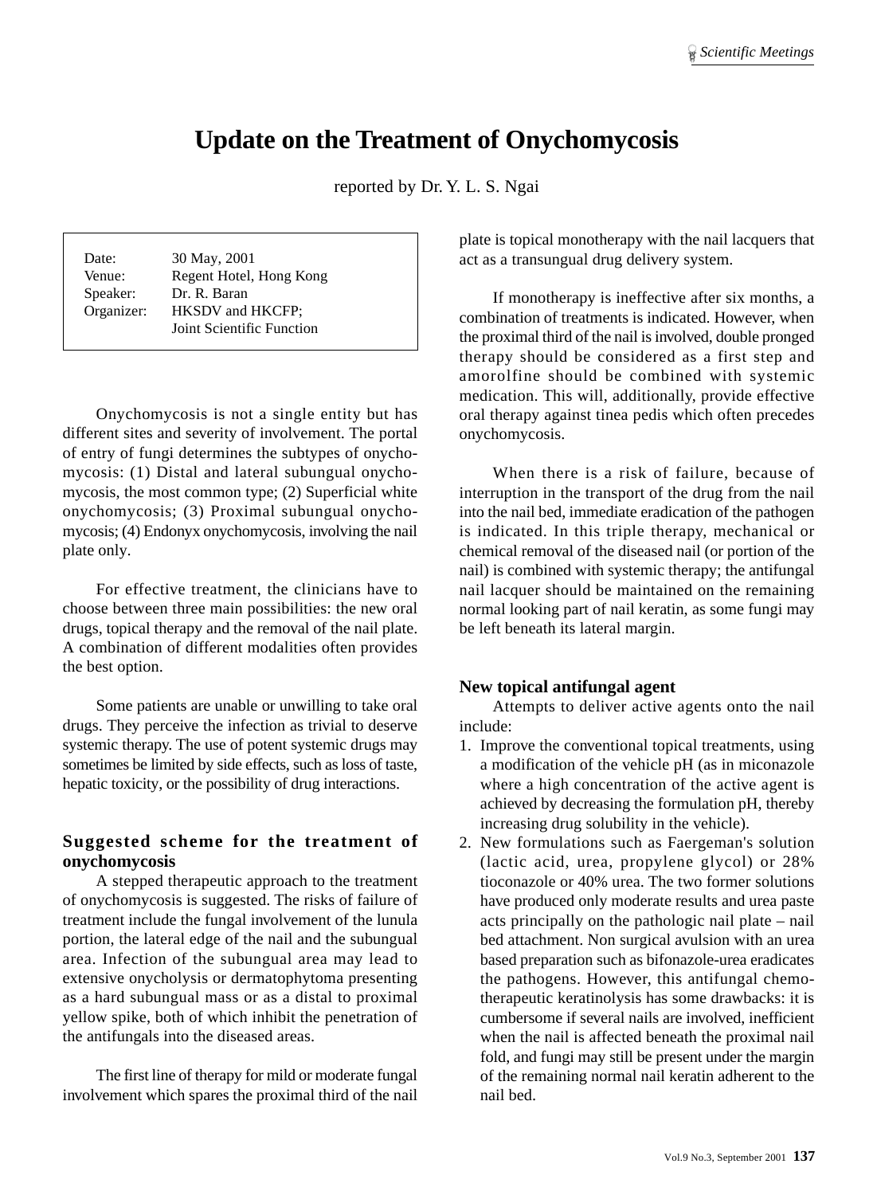# Update on the Treatment of Onychomycosis

reported by Dr. Y. L. S. Ngai

| | |
|---|---|
| Date: | 30 May, 2001 |
| Venue: | Regent Hotel, Hong Kong |
| Speaker: | Dr. R. Baran |
| Organizer: | HKSDV and HKCFP; Joint Scientific Function |

Onychomycosis is not a single entity but has different sites and severity of involvement. The portal of entry of fungi determines the subtypes of onychomycosis: (1) Distal and lateral subungual onychomycosis, the most common type; (2) Superficial white onychomycosis; (3) Proximal subungual onychomycosis; (4) Endonyx onychomycosis, involving the nail plate only.

For effective treatment, the clinicians have to choose between three main possibilities: the new oral drugs, topical therapy and the removal of the nail plate. A combination of different modalities often provides the best option.

Some patients are unable or unwilling to take oral drugs. They perceive the infection as trivial to deserve systemic therapy. The use of potent systemic drugs may sometimes be limited by side effects, such as loss of taste, hepatic toxicity, or the possibility of drug interactions.

## Suggested scheme for the treatment of onychomycosis

A stepped therapeutic approach to the treatment of onychomycosis is suggested. The risks of failure of treatment include the fungal involvement of the lunula portion, the lateral edge of the nail and the subungual area. Infection of the subungual area may lead to extensive onycholysis or dermatophytoma presenting as a hard subungual mass or as a distal to proximal yellow spike, both of which inhibit the penetration of the antifungals into the diseased areas.

The first line of therapy for mild or moderate fungal involvement which spares the proximal third of the nail plate is topical monotherapy with the nail lacquers that act as a transungual drug delivery system.

If monotherapy is ineffective after six months, a combination of treatments is indicated. However, when the proximal third of the nail is involved, double pronged therapy should be considered as a first step and amorolfine should be combined with systemic medication. This will, additionally, provide effective oral therapy against tinea pedis which often precedes onychomycosis.

When there is a risk of failure, because of interruption in the transport of the drug from the nail into the nail bed, immediate eradication of the pathogen is indicated. In this triple therapy, mechanical or chemical removal of the diseased nail (or portion of the nail) is combined with systemic therapy; the antifungal nail lacquer should be maintained on the remaining normal looking part of nail keratin, as some fungi may be left beneath its lateral margin.

## New topical antifungal agent

Attempts to deliver active agents onto the nail include:

1. Improve the conventional topical treatments, using a modification of the vehicle pH (as in miconazole where a high concentration of the active agent is achieved by decreasing the formulation pH, thereby increasing drug solubility in the vehicle).
2. New formulations such as Faergeman's solution (lactic acid, urea, propylene glycol) or 28% tioconazole or 40% urea. The two former solutions have produced only moderate results and urea paste acts principally on the pathologic nail plate – nail bed attachment. Non surgical avulsion with an urea based preparation such as bifonazole-urea eradicates the pathogens. However, this antifungal chemotherapeutic keratinolysis has some drawbacks: it is cumbersome if several nails are involved, inefficient when the nail is affected beneath the proximal nail fold, and fungi may still be present under the margin of the remaining normal nail keratin adherent to the nail bed.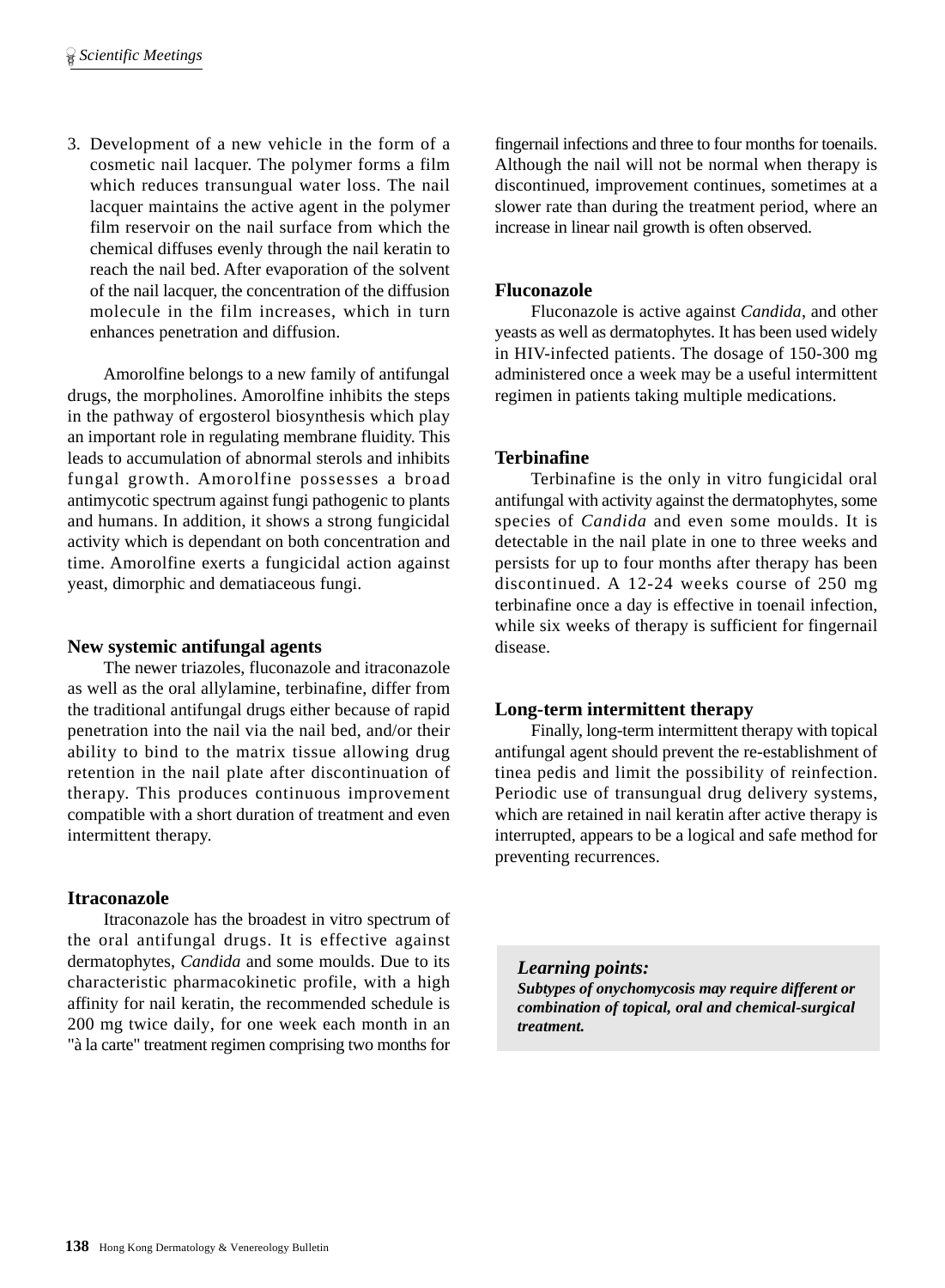3. Development of a new vehicle in the form of a cosmetic nail lacquer. The polymer forms a film which reduces transungual water loss. The nail lacquer maintains the active agent in the polymer film reservoir on the nail surface from which the chemical diffuses evenly through the nail keratin to reach the nail bed. After evaporation of the solvent of the nail lacquer, the concentration of the diffusion molecule in the film increases, which in turn enhances penetration and diffusion.

Amorolfine belongs to a new family of antifungal drugs, the morpholines. Amorolfine inhibits the steps in the pathway of ergosterol biosynthesis which play an important role in regulating membrane fluidity. This leads to accumulation of abnormal sterols and inhibits fungal growth. Amorolfine possesses a broad antimycotic spectrum against fungi pathogenic to plants and humans. In addition, it shows a strong fungicidal activity which is dependant on both concentration and time. Amorolfine exerts a fungicidal action against yeast, dimorphic and dematiaceous fungi.

### New systemic antifungal agents

The newer triazoles, fluconazole and itraconazole as well as the oral allylamine, terbinafine, differ from the traditional antifungal drugs either because of rapid penetration into the nail via the nail bed, and/or their ability to bind to the matrix tissue allowing drug retention in the nail plate after discontinuation of therapy. This produces continuous improvement compatible with a short duration of treatment and even intermittent therapy.

### Itraconazole

Itraconazole has the broadest in vitro spectrum of the oral antifungal drugs. It is effective against dermatophytes, *Candida* and some moulds. Due to its characteristic pharmacokinetic profile, with a high affinity for nail keratin, the recommended schedule is 200 mg twice daily, for one week each month in an "à la carte" treatment regimen comprising two months for fingernail infections and three to four months for toenails. Although the nail will not be normal when therapy is discontinued, improvement continues, sometimes at a slower rate than during the treatment period, where an increase in linear nail growth is often observed.

### Fluconazole

Fluconazole is active against *Candida*, and other yeasts as well as dermatophytes. It has been used widely in HIV-infected patients. The dosage of 150-300 mg administered once a week may be a useful intermittent regimen in patients taking multiple medications.

### Terbinafine

Terbinafine is the only in vitro fungicidal oral antifungal with activity against the dermatophytes, some species of *Candida* and even some moulds. It is detectable in the nail plate in one to three weeks and persists for up to four months after therapy has been discontinued. A 12-24 weeks course of 250 mg terbinafine once a day is effective in toenail infection, while six weeks of therapy is sufficient for fingernail disease.

### Long-term intermittent therapy

Finally, long-term intermittent therapy with topical antifungal agent should prevent the re-establishment of tinea pedis and limit the possibility of reinfection. Periodic use of transungual drug delivery systems, which are retained in nail keratin after active therapy is interrupted, appears to be a logical and safe method for preventing recurrences.

***Learning points:***
***Subtypes of onychomycosis may require different or combination of topical, oral and chemical-surgical treatment.***